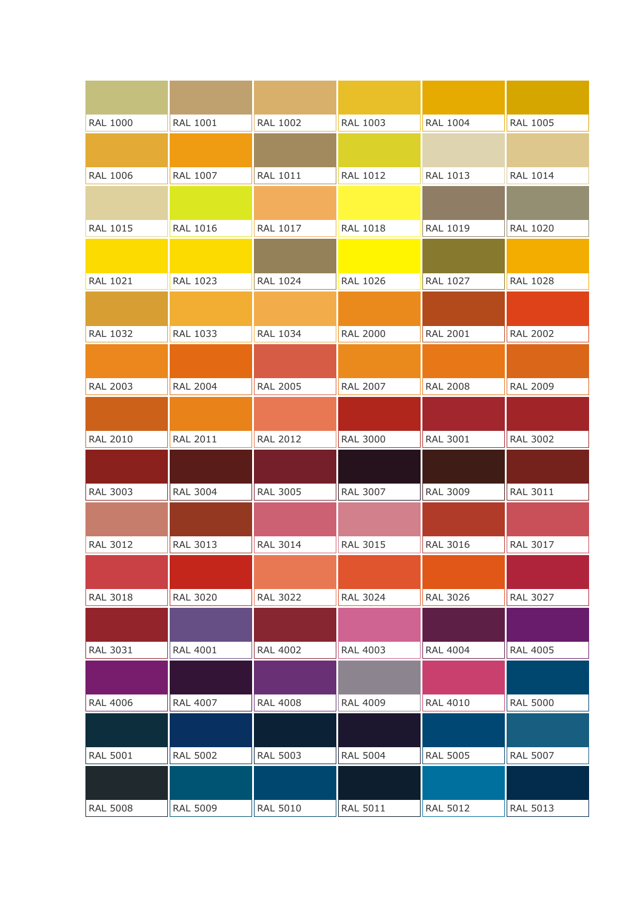| | | | | | |
|---|---|---|---|---|---|
| RAL 1000 | RAL 1001 | RAL 1002 | RAL 1003 | RAL 1004 | RAL 1005 |
| RAL 1006 | RAL 1007 | RAL 1011 | RAL 1012 | RAL 1013 | RAL 1014 |
| RAL 1015 | RAL 1016 | RAL 1017 | RAL 1018 | RAL 1019 | RAL 1020 |
| RAL 1021 | RAL 1023 | RAL 1024 | RAL 1026 | RAL 1027 | RAL 1028 |
| RAL 1032 | RAL 1033 | RAL 1034 | RAL 2000 | RAL 2001 | RAL 2002 |
| RAL 2003 | RAL 2004 | RAL 2005 | RAL 2007 | RAL 2008 | RAL 2009 |
| RAL 2010 | RAL 2011 | RAL 2012 | RAL 3000 | RAL 3001 | RAL 3002 |
| RAL 3003 | RAL 3004 | RAL 3005 | RAL 3007 | RAL 3009 | RAL 3011 |
| RAL 3012 | RAL 3013 | RAL 3014 | RAL 3015 | RAL 3016 | RAL 3017 |
| RAL 3018 | RAL 3020 | RAL 3022 | RAL 3024 | RAL 3026 | RAL 3027 |
| RAL 3031 | RAL 4001 | RAL 4002 | RAL 4003 | RAL 4004 | RAL 4005 |
| RAL 4006 | RAL 4007 | RAL 4008 | RAL 4009 | RAL 4010 | RAL 5000 |
| RAL 5001 | RAL 5002 | RAL 5003 | RAL 5004 | RAL 5005 | RAL 5007 |
| RAL 5008 | RAL 5009 | RAL 5010 | RAL 5011 | RAL 5012 | RAL 5013 |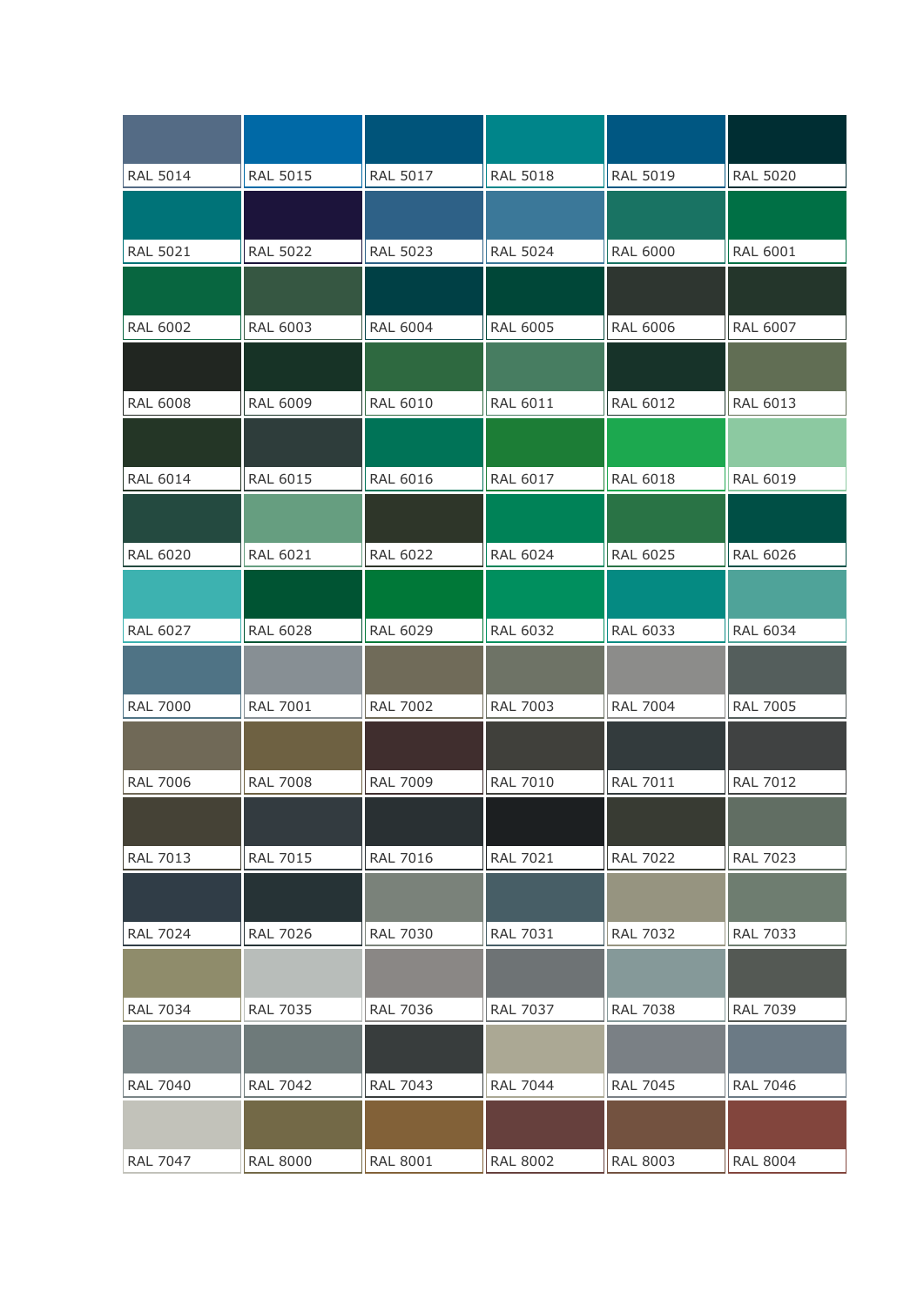| | | | | | |
|---|---|---|---|---|---|
| RAL 5014 | RAL 5015 | RAL 5017 | RAL 5018 | RAL 5019 | RAL 5020 |
| RAL 5021 | RAL 5022 | RAL 5023 | RAL 5024 | RAL 6000 | RAL 6001 |
| RAL 6002 | RAL 6003 | RAL 6004 | RAL 6005 | RAL 6006 | RAL 6007 |
| RAL 6008 | RAL 6009 | RAL 6010 | RAL 6011 | RAL 6012 | RAL 6013 |
| RAL 6014 | RAL 6015 | RAL 6016 | RAL 6017 | RAL 6018 | RAL 6019 |
| RAL 6020 | RAL 6021 | RAL 6022 | RAL 6024 | RAL 6025 | RAL 6026 |
| RAL 6027 | RAL 6028 | RAL 6029 | RAL 6032 | RAL 6033 | RAL 6034 |
| RAL 7000 | RAL 7001 | RAL 7002 | RAL 7003 | RAL 7004 | RAL 7005 |
| RAL 7006 | RAL 7008 | RAL 7009 | RAL 7010 | RAL 7011 | RAL 7012 |
| RAL 7013 | RAL 7015 | RAL 7016 | RAL 7021 | RAL 7022 | RAL 7023 |
| RAL 7024 | RAL 7026 | RAL 7030 | RAL 7031 | RAL 7032 | RAL 7033 |
| RAL 7034 | RAL 7035 | RAL 7036 | RAL 7037 | RAL 7038 | RAL 7039 |
| RAL 7040 | RAL 7042 | RAL 7043 | RAL 7044 | RAL 7045 | RAL 7046 |
| RAL 7047 | RAL 8000 | RAL 8001 | RAL 8002 | RAL 8003 | RAL 8004 |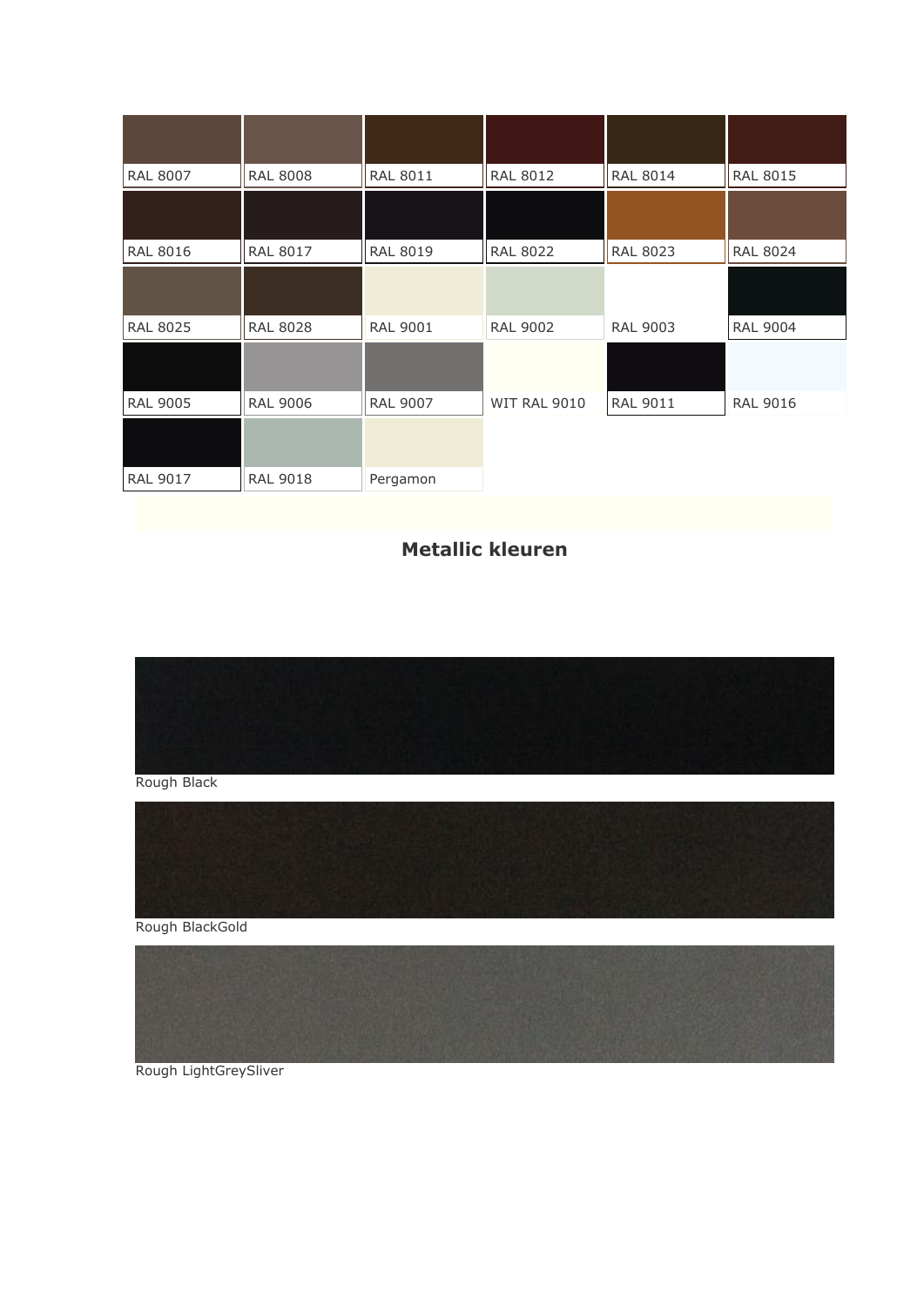| RAL 8007 | RAL 8008 | RAL 8011 | RAL 8012 | RAL 8014 | RAL 8015 |
|---|---|---|---|---|---|
| RAL 8016 | RAL 8017 | RAL 8019 | RAL 8022 | RAL 8023 | RAL 8024 |
| RAL 8025 | RAL 8028 | RAL 9001 | RAL 9002 | RAL 9003 | RAL 9004 |
| RAL 9005 | RAL 9006 | RAL 9007 | WIT RAL 9010 | RAL 9011 | RAL 9016 |
| RAL 9017 | RAL 9018 | Pergamon | | | |

## Metallic kleuren

Rough Black

Rough BlackGold

Rough LightGreySliver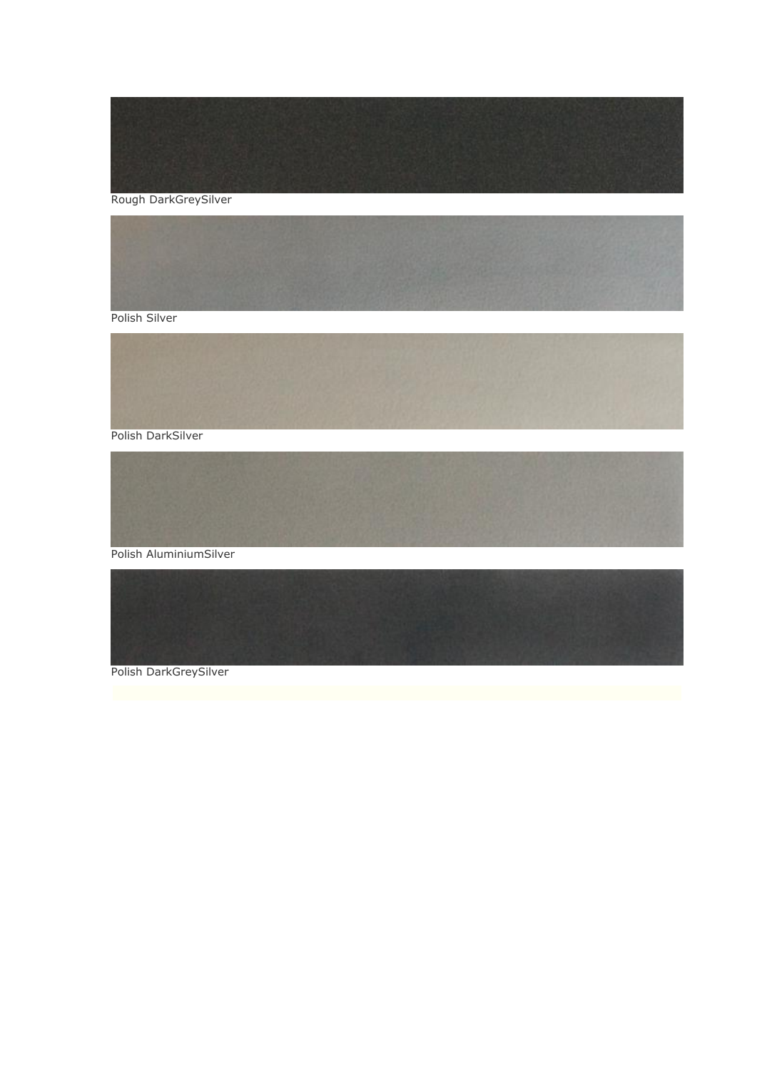Rough DarkGreySilver

Polish Silver

Polish DarkSilver

Polish AluminiumSilver

Polish DarkGreySilver